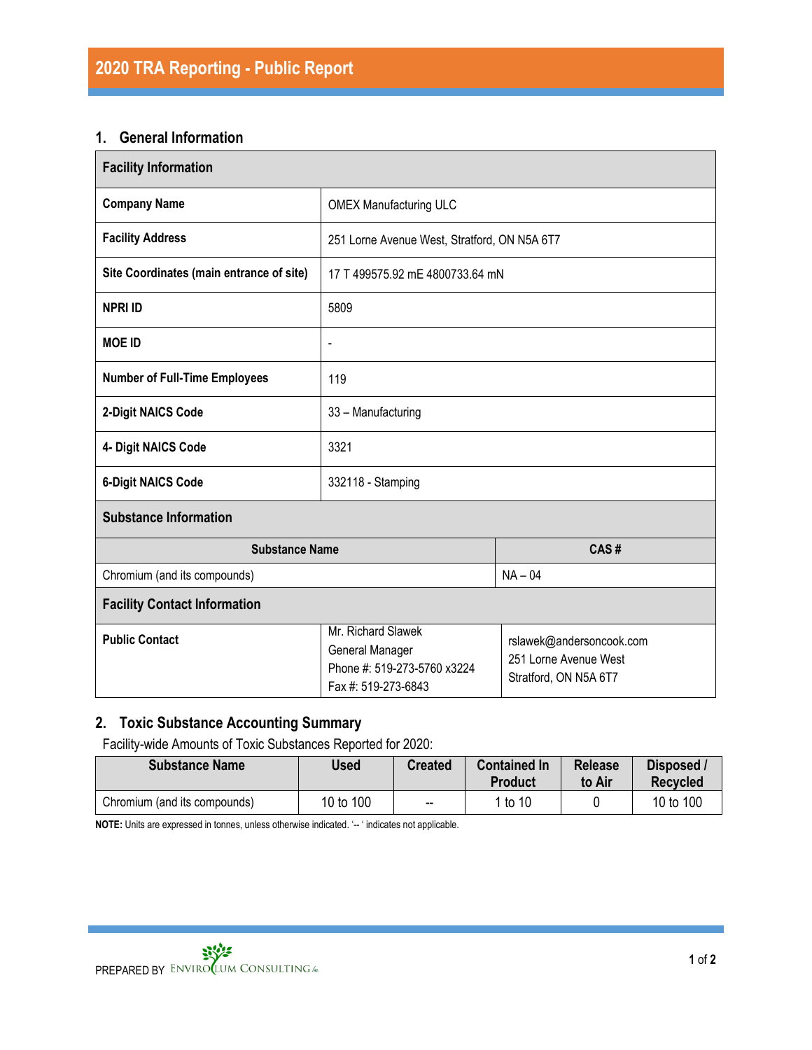# 2020 TRA Reporting - Public Report

## 1. General Information

| Facility Information | |
|---|---|
| **Company Name** | OMEX Manufacturing ULC |
| **Facility Address** | 251 Lorne Avenue West, Stratford, ON N5A 6T7 |
| **Site Coordinates (main entrance of site)** | 17 T 499575.92 mE 4800733.64 mN |
| **NPRI ID** | 5809 |
| **MOE ID** | - |
| **Number of Full-Time Employees** | 119 |
| **2-Digit NAICS Code** | 33 – Manufacturing |
| **4- Digit NAICS Code** | 3321 |
| **6-Digit NAICS Code** | 332118 - Stamping |

**Substance Information**

| Substance Name | CAS # |
|---|---|
| Chromium (and its compounds) | NA – 04 |

**Facility Contact Information**

| | | |
|---|---|---|
| **Public Contact** | Mr. Richard Slawek<br>General Manager<br>Phone #: 519-273-5760 x3224<br>Fax #: 519-273-6843 | rslawek@andersoncook.com<br>251 Lorne Avenue West<br>Stratford, ON N5A 6T7 |

## 2. Toxic Substance Accounting Summary

Facility-wide Amounts of Toxic Substances Reported for 2020:

| Substance Name | Used | Created | Contained In Product | Release to Air | Disposed / Recycled |
|---|---|---|---|---|---|
| Chromium (and its compounds) | 10 to 100 | -- | 1 to 10 | 0 | 10 to 100 |

**NOTE:** Units are expressed in tonnes, unless otherwise indicated. '-- ' indicates not applicable.

PREPARED BY ENVIROCLUM CONSULTING Inc.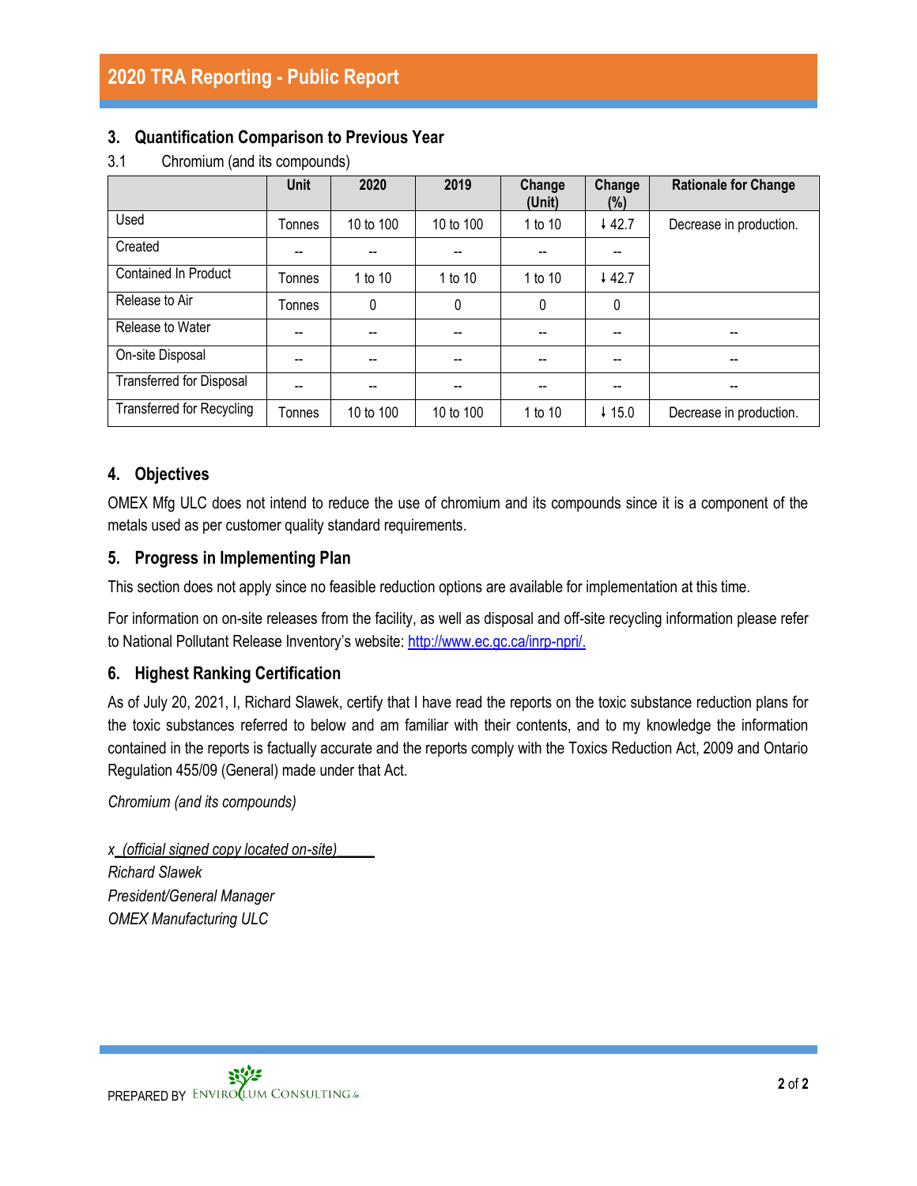## 3. Quantification Comparison to Previous Year

3.1 Chromium (and its compounds)

| | Unit | 2020 | 2019 | Change (Unit) | Change (%) | Rationale for Change |
|---|---|---|---|---|---|---|
| Used | Tonnes | 10 to 100 | 10 to 100 | 1 to 10 | ↓ 42.7 | Decrease in production. |
| Created | -- | -- | -- | -- | -- | |
| Contained In Product | Tonnes | 1 to 10 | 1 to 10 | 1 to 10 | ↓ 42.7 | |
| Release to Air | Tonnes | 0 | 0 | 0 | 0 | |
| Release to Water | -- | -- | -- | -- | -- | -- |
| On-site Disposal | -- | -- | -- | -- | -- | -- |
| Transferred for Disposal | -- | -- | -- | -- | -- | -- |
| Transferred for Recycling | Tonnes | 10 to 100 | 10 to 100 | 1 to 10 | ↓ 15.0 | Decrease in production. |

## 4. Objectives

OMEX Mfg ULC does not intend to reduce the use of chromium and its compounds since it is a component of the metals used as per customer quality standard requirements.

## 5. Progress in Implementing Plan

This section does not apply since no feasible reduction options are available for implementation at this time.

For information on on-site releases from the facility, as well as disposal and off-site recycling information please refer to National Pollutant Release Inventory's website: http://www.ec.gc.ca/inrp-npri/.

## 6. Highest Ranking Certification

As of July 20, 2021, I, Richard Slawek, certify that I have read the reports on the toxic substance reduction plans for the toxic substances referred to below and am familiar with their contents, and to my knowledge the information contained in the reports is factually accurate and the reports comply with the Toxics Reduction Act, 2009 and Ontario Regulation 455/09 (General) made under that Act.

*Chromium (and its compounds)*

*x_(official signed copy located on-site)_____*
*Richard Slawek*
*President/General Manager*
*OMEX Manufacturing ULC*

PREPARED BY ENVIROCLUM CONSULTING Inc.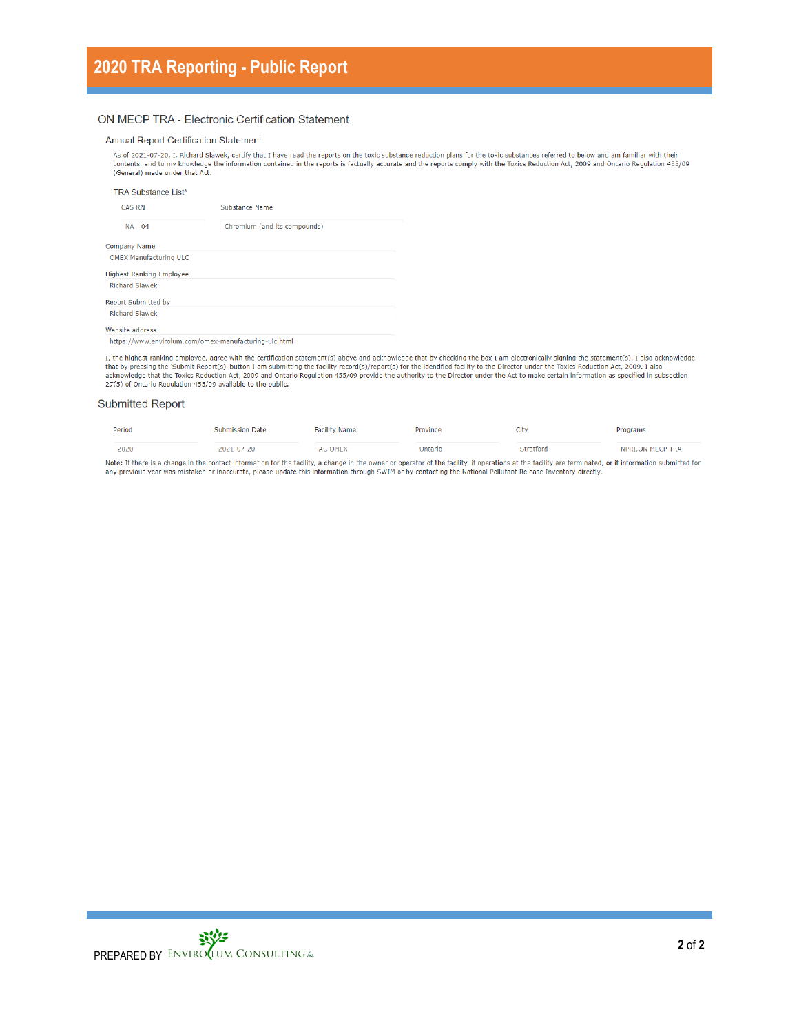# 2020 TRA Reporting - Public Report

## ON MECP TRA - Electronic Certification Statement

### Annual Report Certification Statement

As of 2021-07-20, I, Richard Slawek, certify that I have read the reports on the toxic substance reduction plans for the toxic substances referred to below and am familiar with their contents, and to my knowledge the information contained in the reports is factually accurate and the reports comply with the Toxics Reduction Act, 2009 and Ontario Regulation 455/09 (General) made under that Act.

TRA Substance List*

| CAS RN | Substance Name |
|---|---|
| NA - 04 | Chromium (and its compounds) |

**Company Name**
OMEX Manufacturing ULC

**Highest Ranking Employee**
Richard Slawek

**Report Submitted by**
Richard Slawek

**Website address**
https://www.envirolum.com/omex-manufacturing-ulc.html

I, the highest ranking employee, agree with the certification statement(s) above and acknowledge that by checking the box I am electronically signing the statement(s). I also acknowledge that by pressing the 'Submit Report(s)' button I am submitting the facility record(s)/report(s) for the identified facility to the Director under the Toxics Reduction Act, 2009. I also acknowledge that the Toxics Reduction Act, 2009 and Ontario Regulation 455/09 provide the authority to the Director under the Act to make certain information as specified in subsection 27(5) of Ontario Regulation 455/09 available to the public.

## Submitted Report

| Period | Submission Date | Facility Name | Province | City | Programs |
|---|---|---|---|---|---|
| 2020 | 2021-07-20 | AC OMEX | Ontario | Stratford | NPRI,ON MECP TRA |

Note: If there is a change in the contact information for the facility, a change in the owner or operator of the facility, if operations at the facility are terminated, or if information submitted for any previous year was mistaken or inaccurate, please update this information through SWIM or by contacting the National Pollutant Release Inventory directly.

PREPARED BY ENVIROLUM CONSULTING Inc.